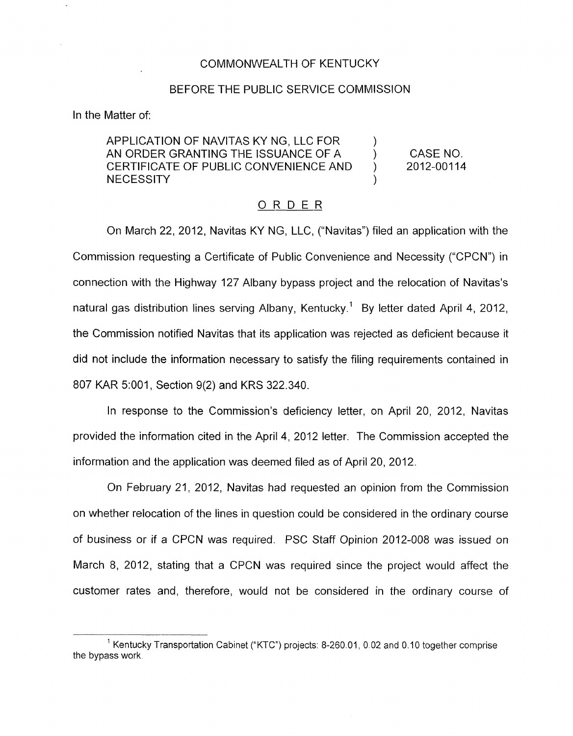COMMONWEALTH OF KENTUCKY

BEFORE THE PUBLIC SERVICE COMMISSION

In the Matter of:

| | | |
|---|---|---|
| APPLICATION OF NAVITAS KY NG, LLC FOR AN ORDER GRANTING THE ISSUANCE OF A CERTIFICATE OF PUBLIC CONVENIENCE AND NECESSITY | ) ) ) ) | CASE NO. 2012-00114 |

## ORDER

On March 22, 2012, Navitas KY NG, LLC, ("Navitas") filed an application with the Commission requesting a Certificate of Public Convenience and Necessity ("CPCN") in connection with the Highway 127 Albany bypass project and the relocation of Navitas's natural gas distribution lines serving Albany, Kentucky.[1] By letter dated April 4, 2012, the Commission notified Navitas that its application was rejected as deficient because it did not include the information necessary to satisfy the filing requirements contained in 807 KAR 5:001, Section 9(2) and KRS 322.340.

In response to the Commission's deficiency letter, on April 20, 2012, Navitas provided the information cited in the April 4, 2012 letter. The Commission accepted the information and the application was deemed filed as of April 20, 2012.

On February 21, 2012, Navitas had requested an opinion from the Commission on whether relocation of the lines in question could be considered in the ordinary course of business or if a CPCN was required. PSC Staff Opinion 2012-008 was issued on March 8, 2012, stating that a CPCN was required since the project would affect the customer rates and, therefore, would not be considered in the ordinary course of

---

[1] Kentucky Transportation Cabinet ("KTC") projects: 8-260.01, 0.02 and 0.10 together comprise the bypass work.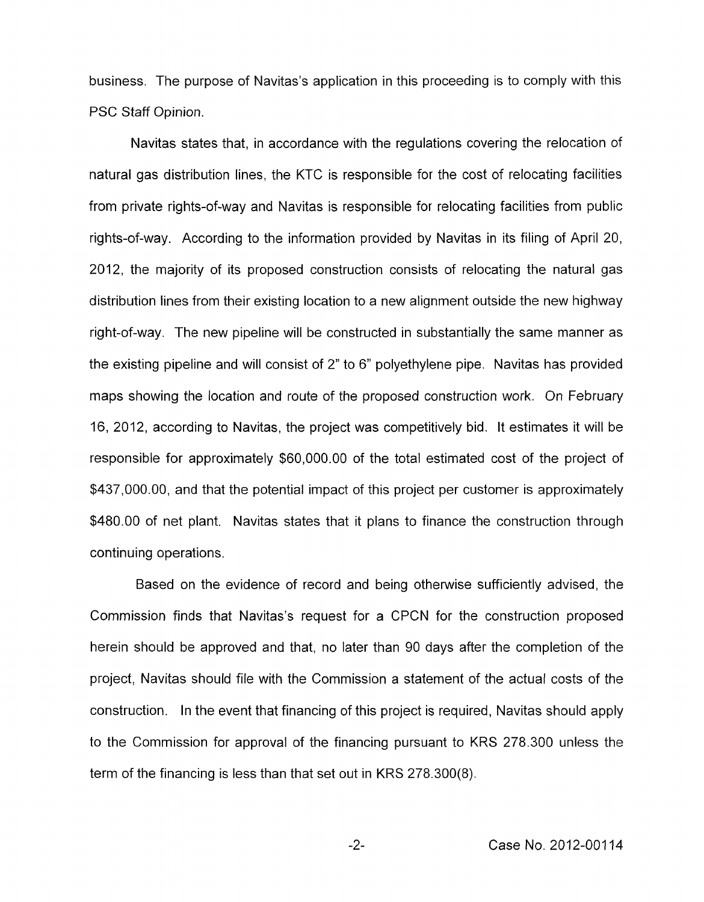business. The purpose of Navitas's application in this proceeding is to comply with this PSC Staff Opinion.

Navitas states that, in accordance with the regulations covering the relocation of natural gas distribution lines, the KTC is responsible for the cost of relocating facilities from private rights-of-way and Navitas is responsible for relocating facilities from public rights-of-way. According to the information provided by Navitas in its filing of April 20, 2012, the majority of its proposed construction consists of relocating the natural gas distribution lines from their existing location to a new alignment outside the new highway right-of-way. The new pipeline will be constructed in substantially the same manner as the existing pipeline and will consist of 2" to 6" polyethylene pipe. Navitas has provided maps showing the location and route of the proposed construction work. On February 16, 2012, according to Navitas, the project was competitively bid. It estimates it will be responsible for approximately $60,000.00 of the total estimated cost of the project of $437,000.00, and that the potential impact of this project per customer is approximately $480.00 of net plant. Navitas states that it plans to finance the construction through continuing operations.

Based on the evidence of record and being otherwise sufficiently advised, the Commission finds that Navitas's request for a CPCN for the construction proposed herein should be approved and that, no later than 90 days after the completion of the project, Navitas should file with the Commission a statement of the actual costs of the construction. In the event that financing of this project is required, Navitas should apply to the Commission for approval of the financing pursuant to KRS 278.300 unless the term of the financing is less than that set out in KRS 278.300(8).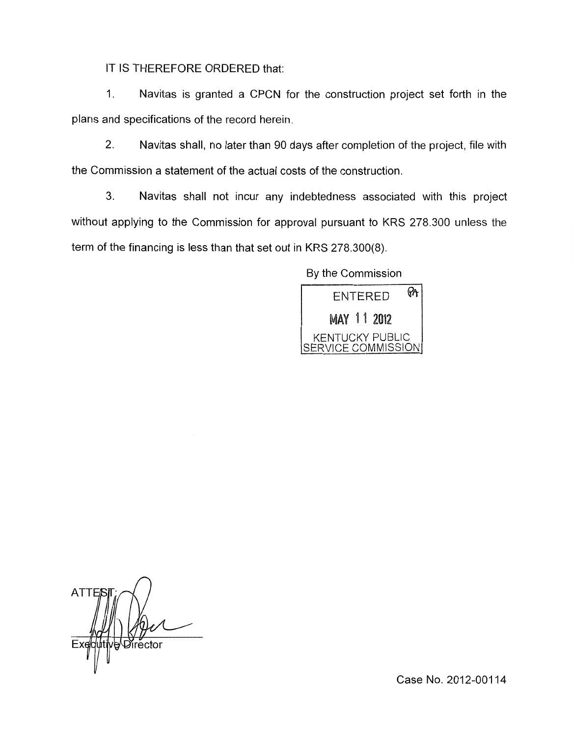IT IS THEREFORE ORDERED that:

1. Navitas is granted a CPCN for the construction project set forth in the plans and specifications of the record herein.

2. Navitas shall, no later than 90 days after completion of the project, file with the Commission a statement of the actual costs of the construction.

3. Navitas shall not incur any indebtedness associated with this project without applying to the Commission for approval pursuant to KRS 278.300 unless the term of the financing is less than that set out in KRS 278.300(8).

By the Commission

ENTERED

MAY 11 2012

KENTUCKY PUBLIC SERVICE COMMISSION

ATTEST:

Executive Director

Case No. 2012-00114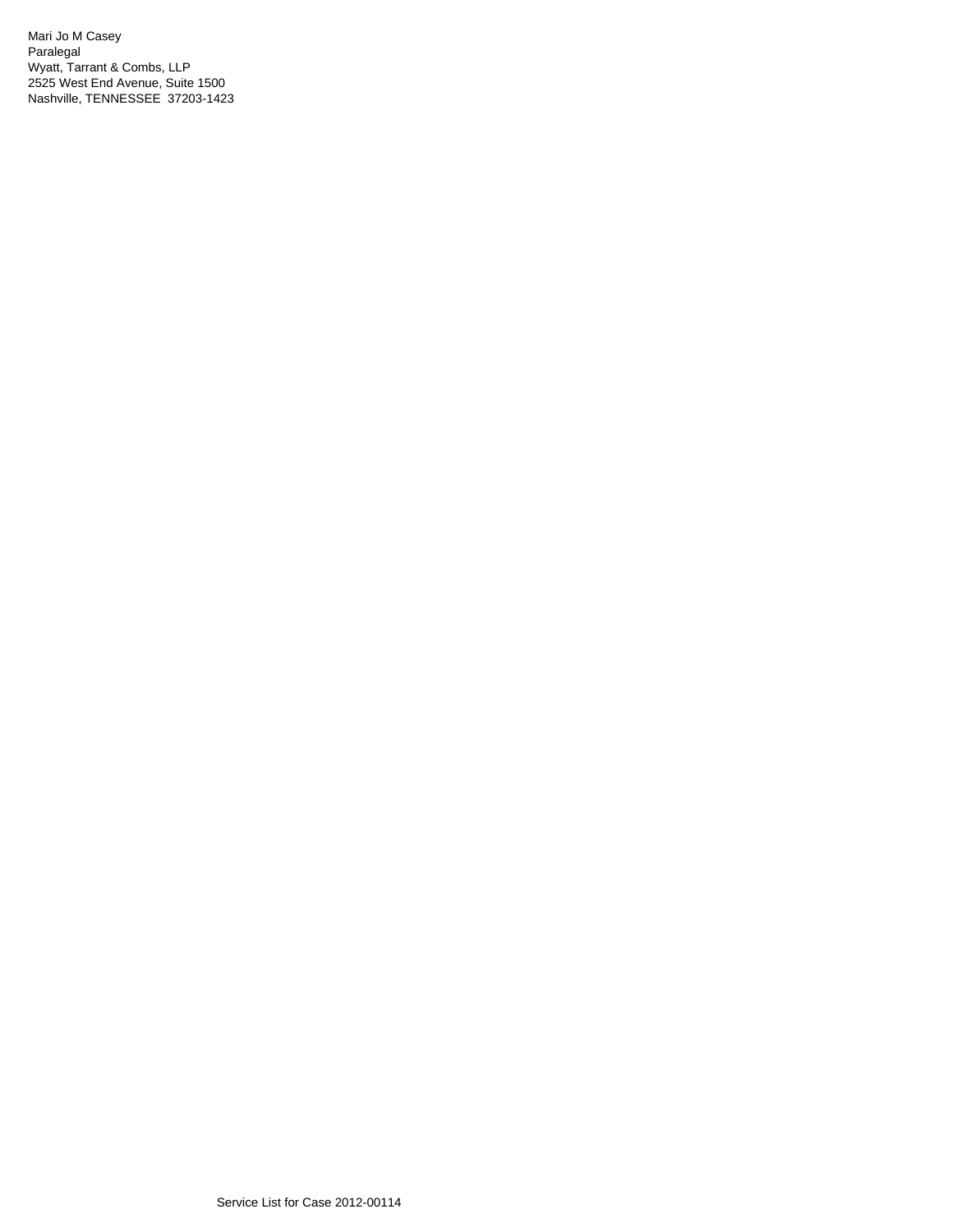Mari Jo M Casey
Paralegal
Wyatt, Tarrant & Combs, LLP
2525 West End Avenue, Suite 1500
Nashville, TENNESSEE  37203-1423